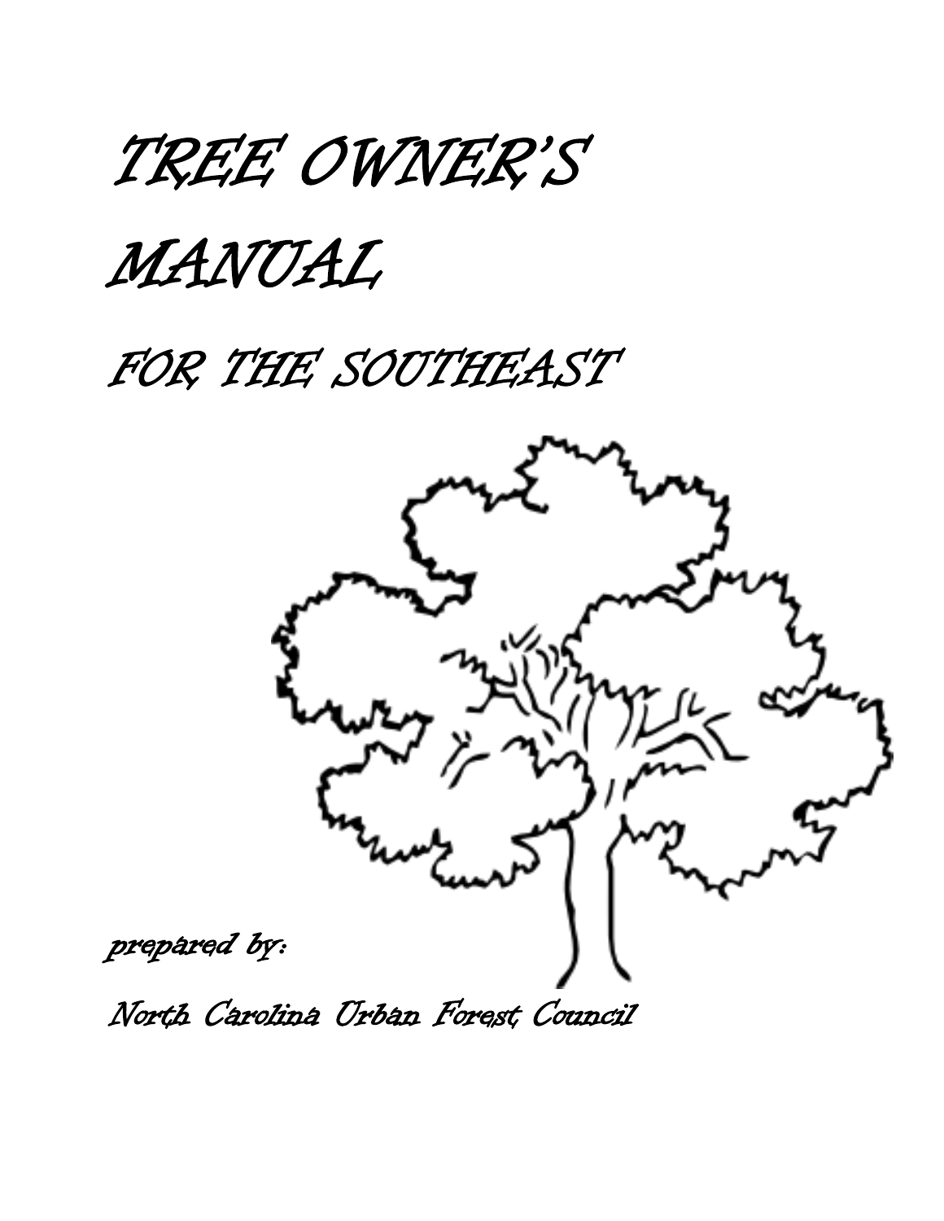# TREE OWNER'S MANUAL

## FOR THE SOUTHEAST

*prepared by:*

*North Carolina Urban Forest Council*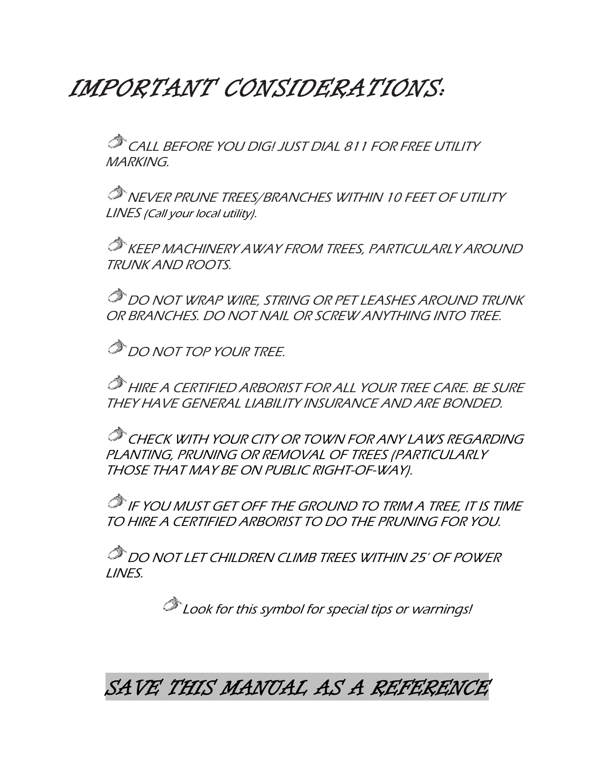# IMPORTANT CONSIDERATIONS:

- CALL BEFORE YOU DIG! JUST DIAL 811 FOR FREE UTILITY MARKING.
- NEVER PRUNE TREES/BRANCHES WITHIN 10 FEET OF UTILITY LINES (Call your local utility).
- KEEP MACHINERY AWAY FROM TREES, PARTICULARLY AROUND TRUNK AND ROOTS.
- DO NOT WRAP WIRE, STRING OR PET LEASHES AROUND TRUNK OR BRANCHES. DO NOT NAIL OR SCREW ANYTHING INTO TREE.
- DO NOT TOP YOUR TREE.
- HIRE A CERTIFIED ARBORIST FOR ALL YOUR TREE CARE. BE SURE THEY HAVE GENERAL LIABILITY INSURANCE AND ARE BONDED.
- CHECK WITH YOUR CITY OR TOWN FOR ANY LAWS REGARDING PLANTING, PRUNING OR REMOVAL OF TREES (PARTICULARLY THOSE THAT MAY BE ON PUBLIC RIGHT-OF-WAY).
- IF YOU MUST GET OFF THE GROUND TO TRIM A TREE, IT IS TIME TO HIRE A CERTIFIED ARBORIST TO DO THE PRUNING FOR YOU.
- DO NOT LET CHILDREN CLIMB TREES WITHIN 25' OF POWER LINES.

Look for this symbol for special tips or warnings!

## SAVE THIS MANUAL AS A REFERENCE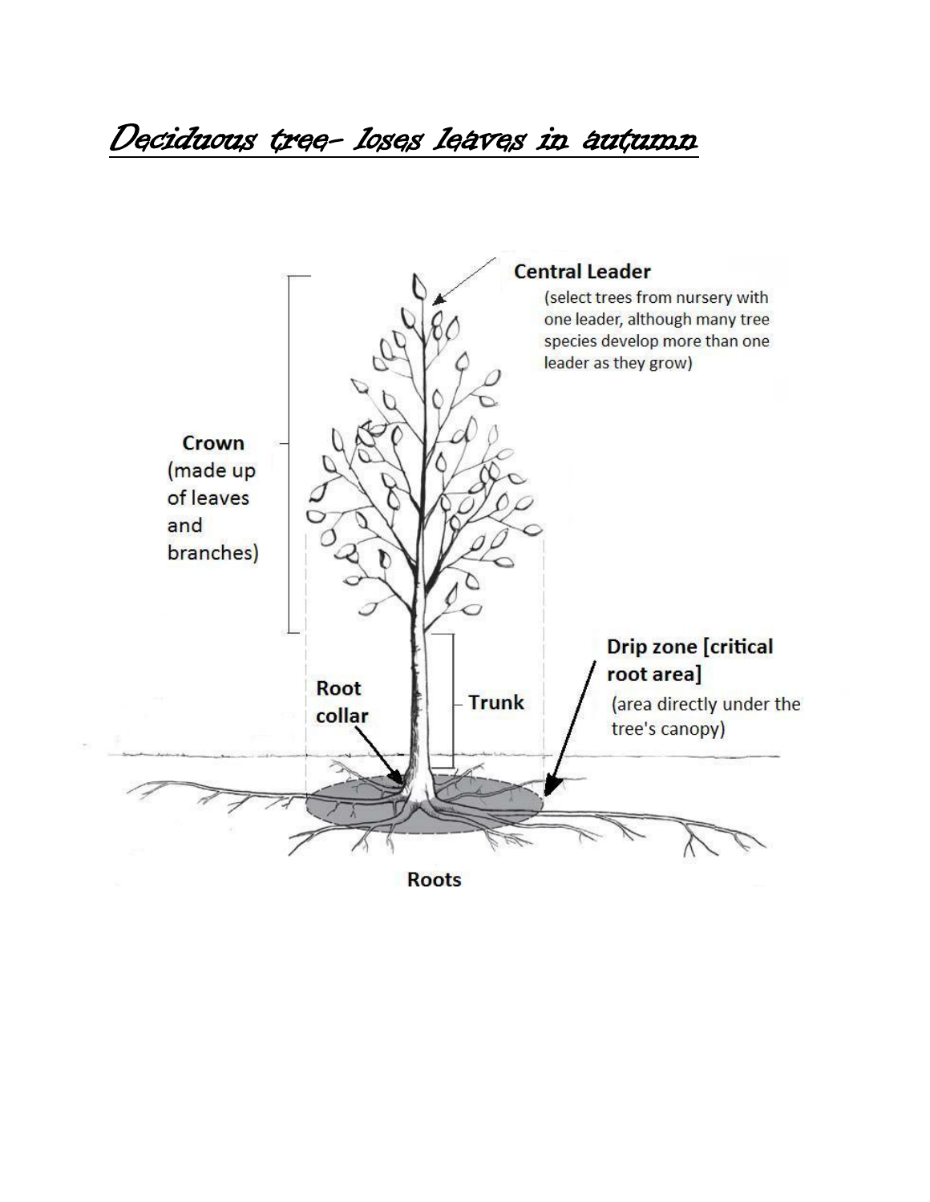# Deciduous tree- loses leaves in autumn

**Central Leader**

(select trees from nursery with one leader, although many tree species develop more than one leader as they grow)

**Crown**
(made up of leaves and branches)

**Drip zone [critical root area]**
(area directly under the tree's canopy)

**Root collar**

**Trunk**

**Roots**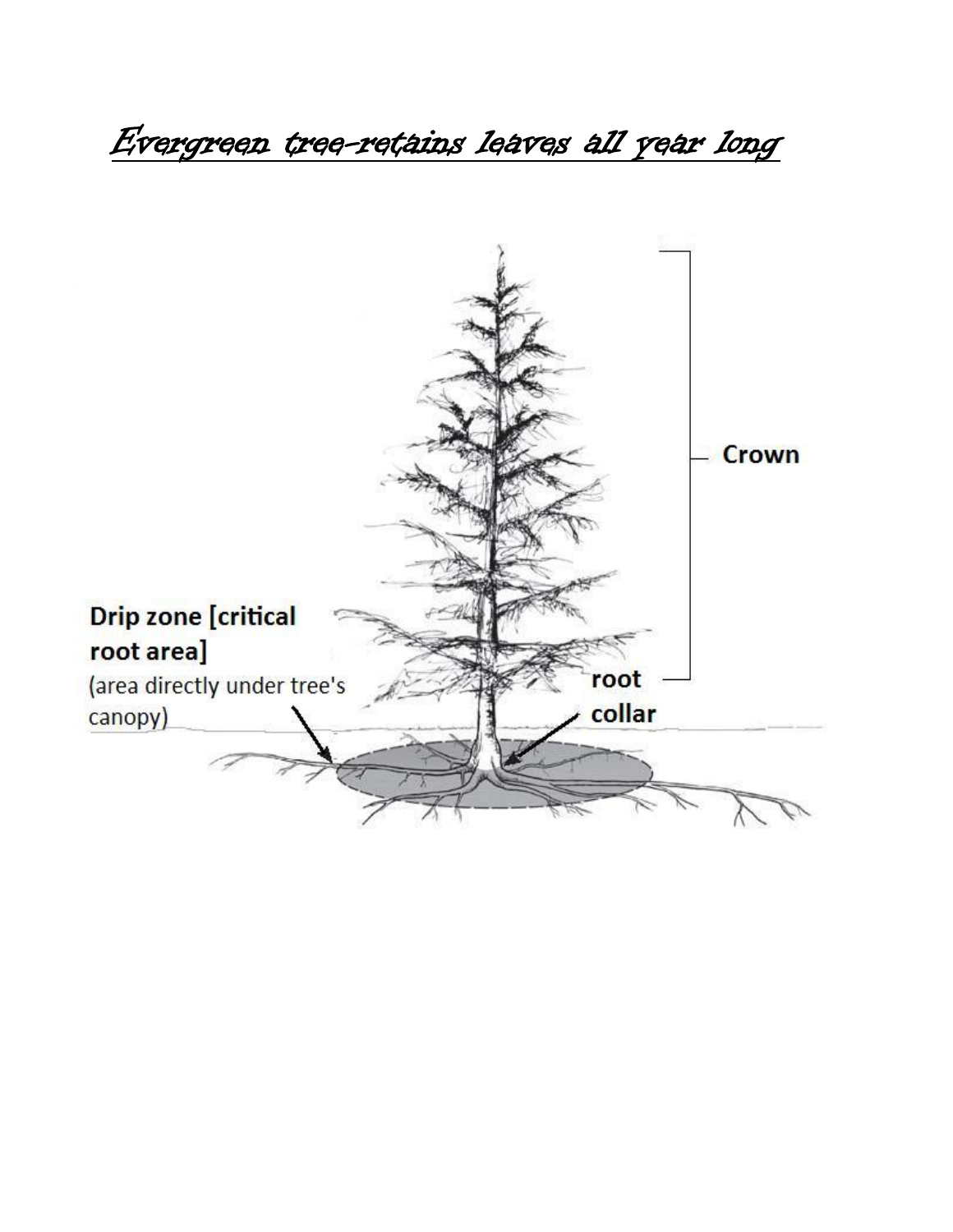# Evergreen tree-retains leaves all year long

Crown

**Drip zone [critical root area]**
(area directly under tree's canopy)

**root collar**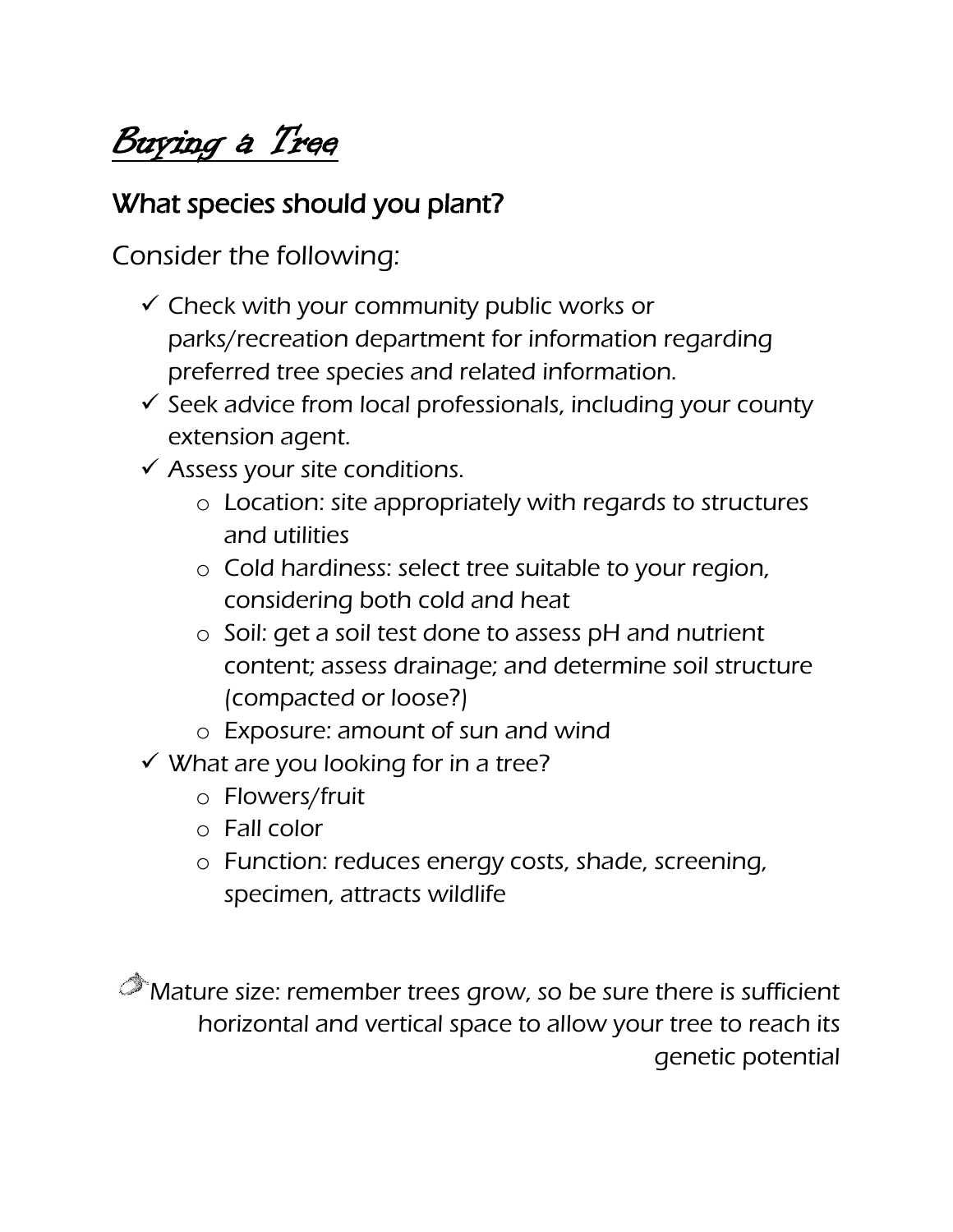# *Buying a Tree*

## What species should you plant?

Consider the following:

- ✓ Check with your community public works or parks/recreation department for information regarding preferred tree species and related information.
- ✓ Seek advice from local professionals, including your county extension agent.
- ✓ Assess your site conditions.
  - Location: site appropriately with regards to structures and utilities
  - Cold hardiness: select tree suitable to your region, considering both cold and heat
  - Soil: get a soil test done to assess pH and nutrient content; assess drainage; and determine soil structure (compacted or loose?)
  - Exposure: amount of sun and wind
- ✓ What are you looking for in a tree?
  - Flowers/fruit
  - Fall color
  - Function: reduces energy costs, shade, screening, specimen, attracts wildlife

Mature size: remember trees grow, so be sure there is sufficient horizontal and vertical space to allow your tree to reach its genetic potential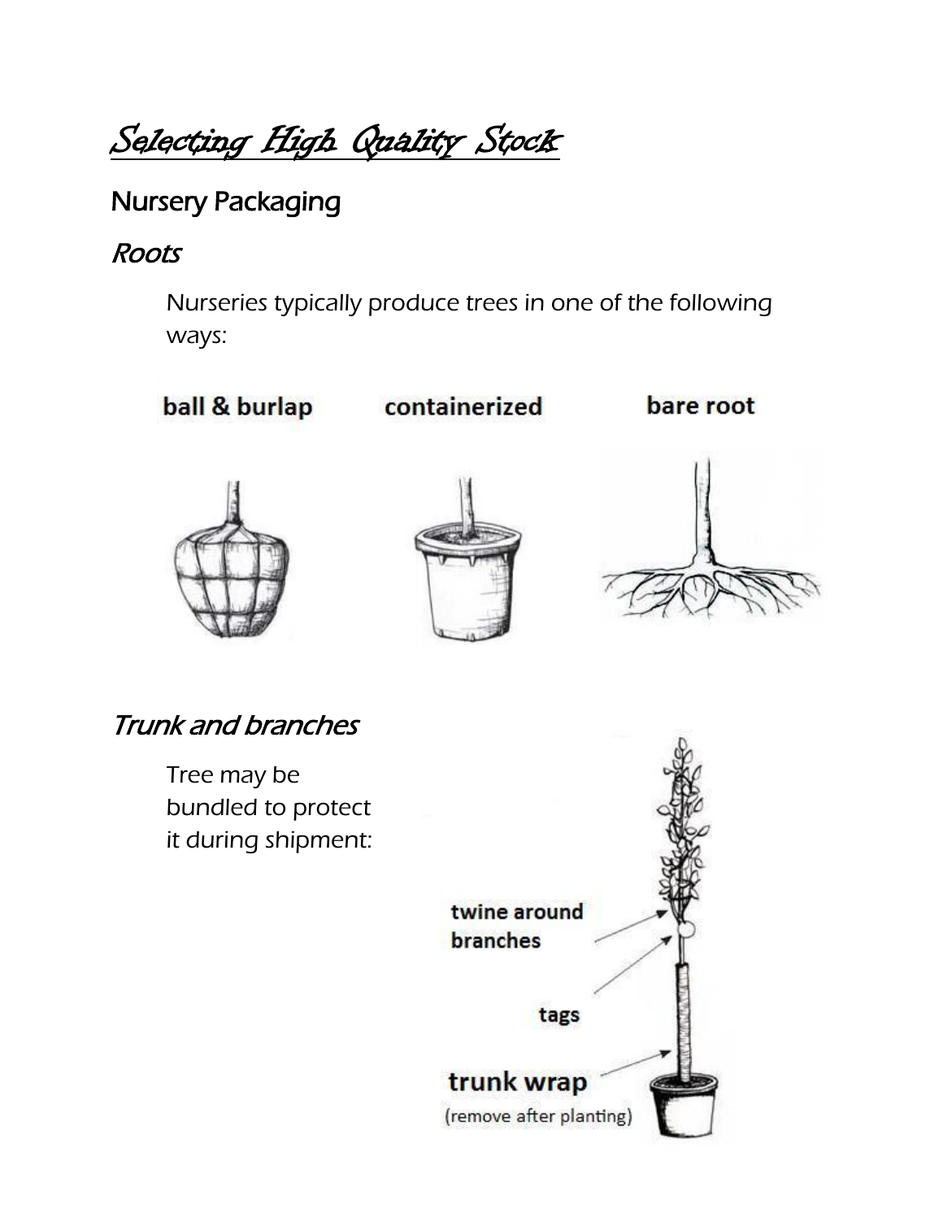# Selecting High Quality Stock

## Nursery Packaging

### *Roots*

Nurseries typically produce trees in one of the following ways:

ball & burlap

containerized

bare root

### *Trunk and branches*

Tree may be bundled to protect it during shipment:

twine around branches

tags

trunk wrap

(remove after planting)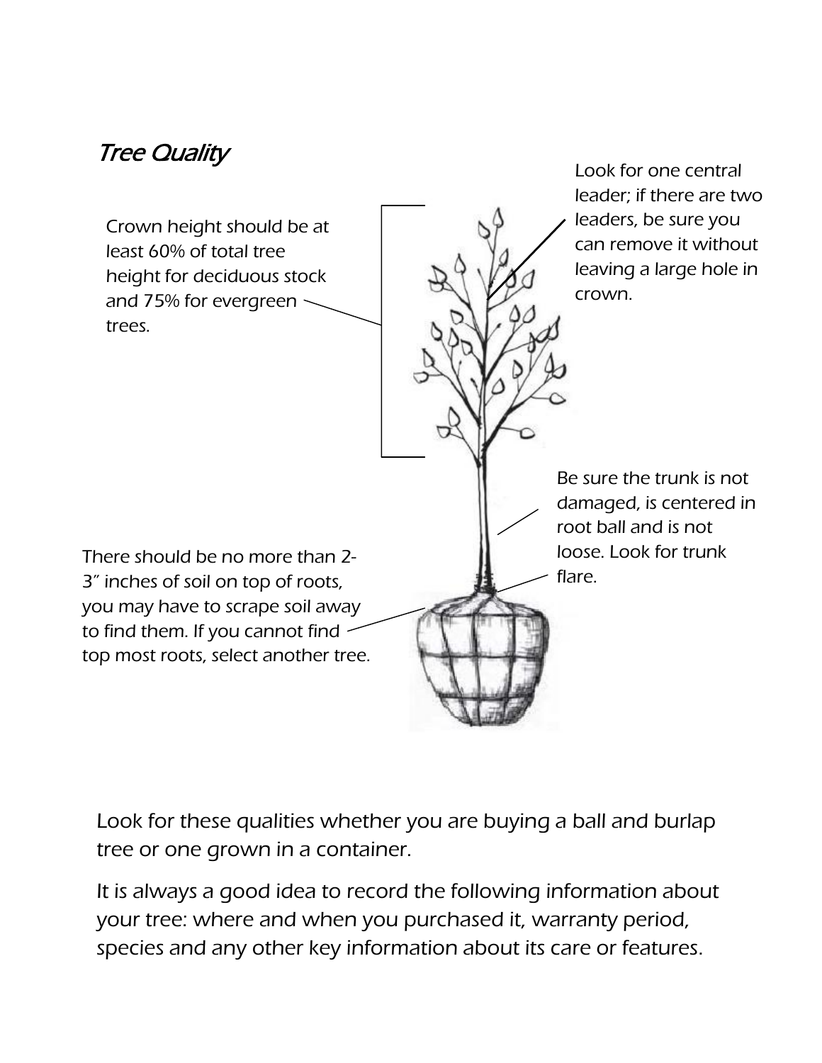## *Tree Quality*

Crown height should be at least 60% of total tree height for deciduous stock and 75% for evergreen trees.

Look for one central leader; if there are two leaders, be sure you can remove it without leaving a large hole in crown.

Be sure the trunk is not damaged, is centered in root ball and is not loose. Look for trunk flare.

There should be no more than 2-3" inches of soil on top of roots, you may have to scrape soil away to find them. If you cannot find top most roots, select another tree.

Look for these qualities whether you are buying a ball and burlap tree or one grown in a container.

It is always a good idea to record the following information about your tree: where and when you purchased it, warranty period, species and any other key information about its care or features.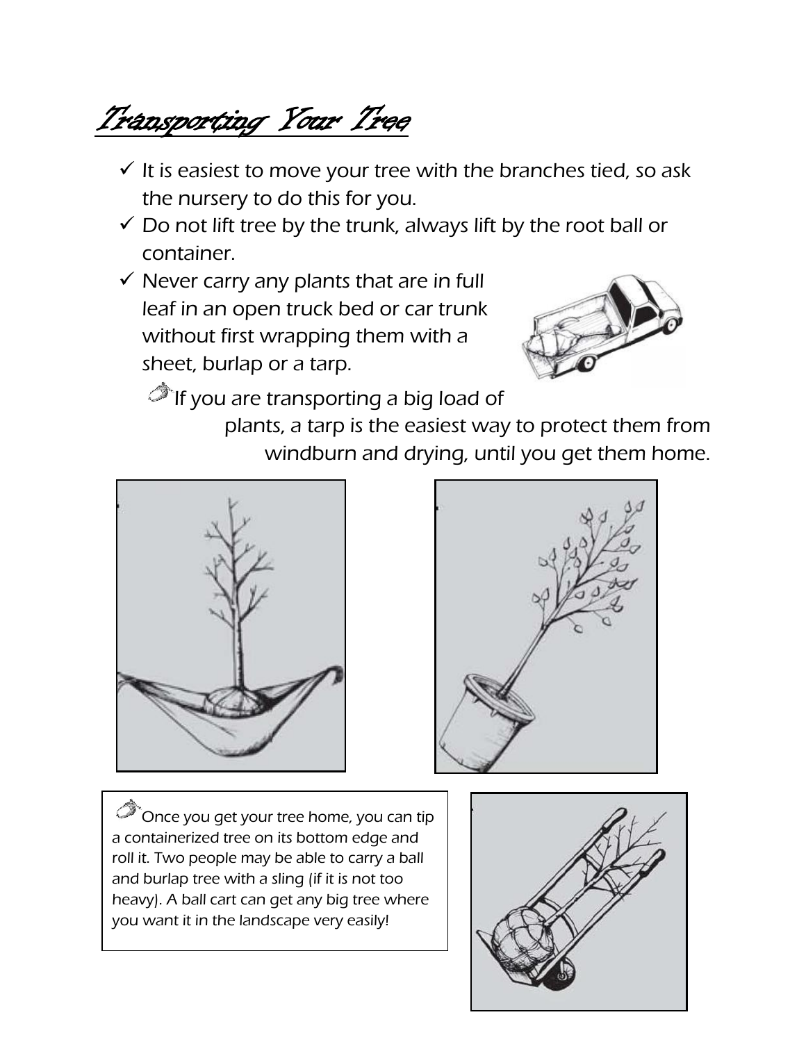# Transporting Your Tree

- It is easiest to move your tree with the branches tied, so ask the nursery to do this for you.
- Do not lift tree by the trunk, always lift by the root ball or container.
- Never carry any plants that are in full leaf in an open truck bed or car trunk without first wrapping them with a sheet, burlap or a tarp.

If you are transporting a big load of plants, a tarp is the easiest way to protect them from windburn and drying, until you get them home.

Once you get your tree home, you can tip a containerized tree on its bottom edge and roll it. Two people may be able to carry a ball and burlap tree with a sling (if it is not too heavy). A ball cart can get any big tree where you want it in the landscape very easily!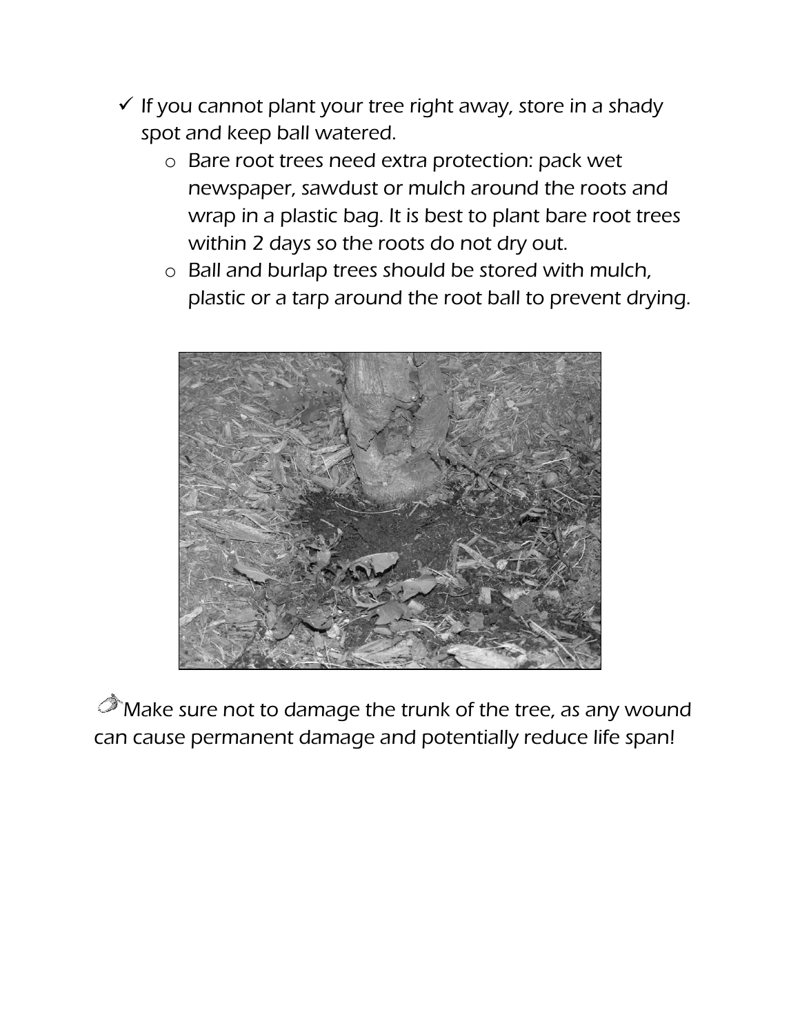- ✓ If you cannot plant your tree right away, store in a shady spot and keep ball watered.
    - Bare root trees need extra protection: pack wet newspaper, sawdust or mulch around the roots and wrap in a plastic bag. It is best to plant bare root trees within 2 days so the roots do not dry out.
    - Ball and burlap trees should be stored with mulch, plastic or a tarp around the root ball to prevent drying.

Make sure not to damage the trunk of the tree, as any wound can cause permanent damage and potentially reduce life span!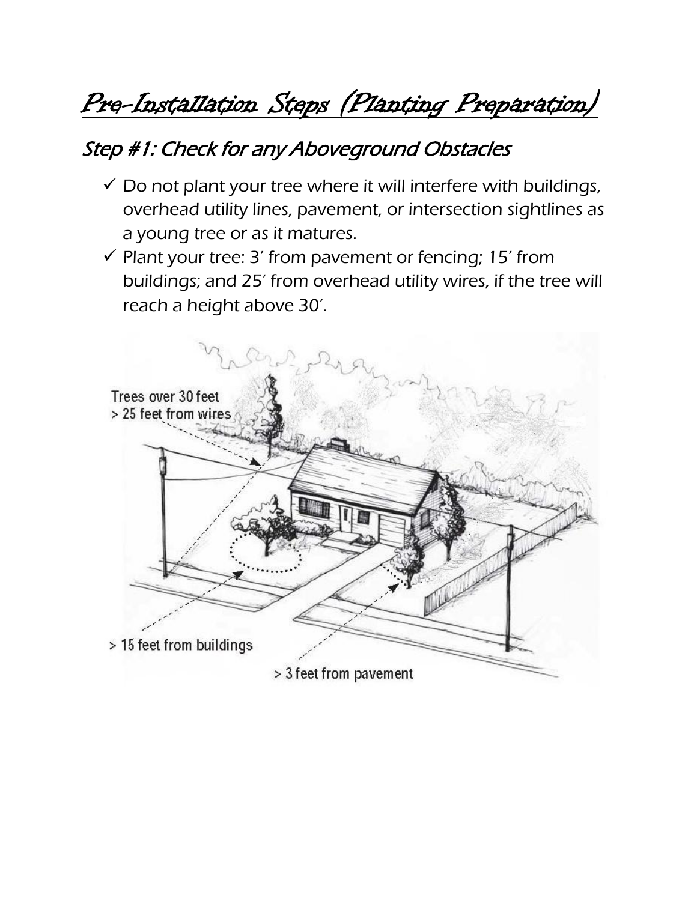# Pre-Installation Steps (Planting Preparation)

## Step #1: Check for any Aboveground Obstacles

- ✓ Do not plant your tree where it will interfere with buildings, overhead utility lines, pavement, or intersection sightlines as a young tree or as it matures.
- ✓ Plant your tree: 3' from pavement or fencing; 15' from buildings; and 25' from overhead utility wires, if the tree will reach a height above 30'.

Trees over 30 feet
> 25 feet from wires

> 15 feet from buildings

> 3 feet from pavement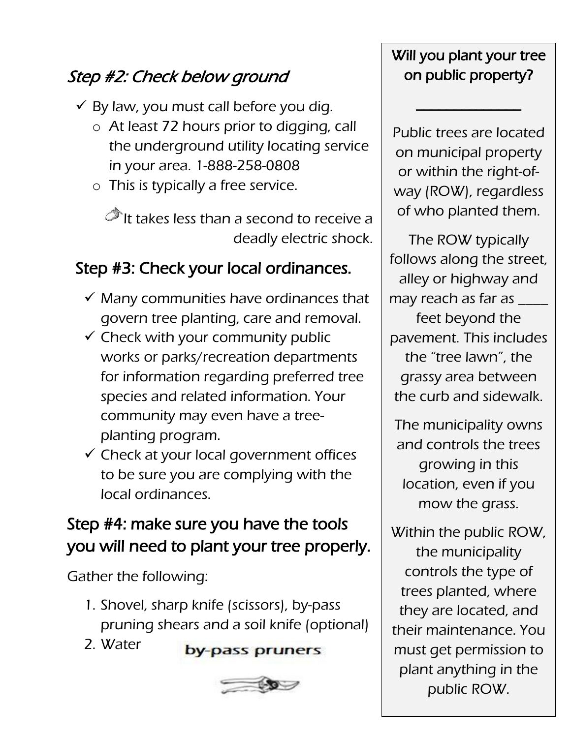## Step #2: Check below ground

- By law, you must call before you dig.
  - At least 72 hours prior to digging, call the underground utility locating service in your area. 1-888-258-0808
  - This is typically a free service.

It takes less than a second to receive a deadly electric shock.

## Step #3: Check your local ordinances.

- Many communities have ordinances that govern tree planting, care and removal.
- Check with your community public works or parks/recreation departments for information regarding preferred tree species and related information. Your community may even have a tree-planting program.
- Check at your local government offices to be sure you are complying with the local ordinances.

## Step #4: make sure you have the tools you will need to plant your tree properly.

Gather the following:

1. Shovel, sharp knife (scissors), by-pass pruning shears and a soil knife (optional)
2. Water

by-pass pruners

---

**Will you plant your tree on public property?**

Public trees are located on municipal property or within the right-of-way (ROW), regardless of who planted them.

The ROW typically follows along the street, alley or highway and may reach as far as ____ feet beyond the pavement. This includes the "tree lawn", the grassy area between the curb and sidewalk.

The municipality owns and controls the trees growing in this location, even if you mow the grass.

Within the public ROW, the municipality controls the type of trees planted, where they are located, and their maintenance. You must get permission to plant anything in the public ROW.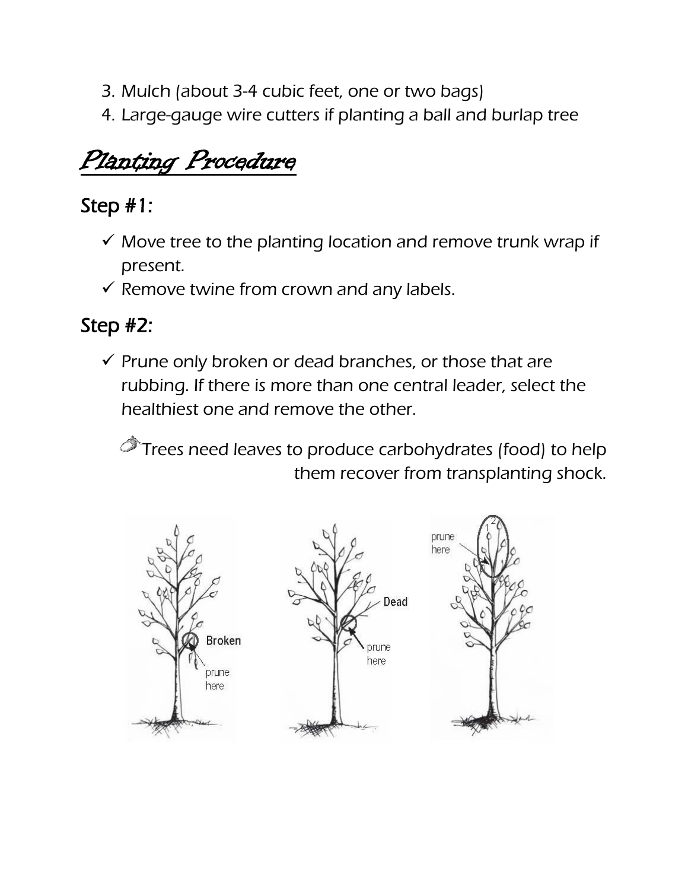3. Mulch (about 3-4 cubic feet, one or two bags)
4. Large-gauge wire cutters if planting a ball and burlap tree

# *Planting Procedure*

## Step #1:

- ✓ Move tree to the planting location and remove trunk wrap if present.
- ✓ Remove twine from crown and any labels.

## Step #2:

- ✓ Prune only broken or dead branches, or those that are rubbing. If there is more than one central leader, select the healthiest one and remove the other.

Trees need leaves to produce carbohydrates (food) to help them recover from transplanting shock.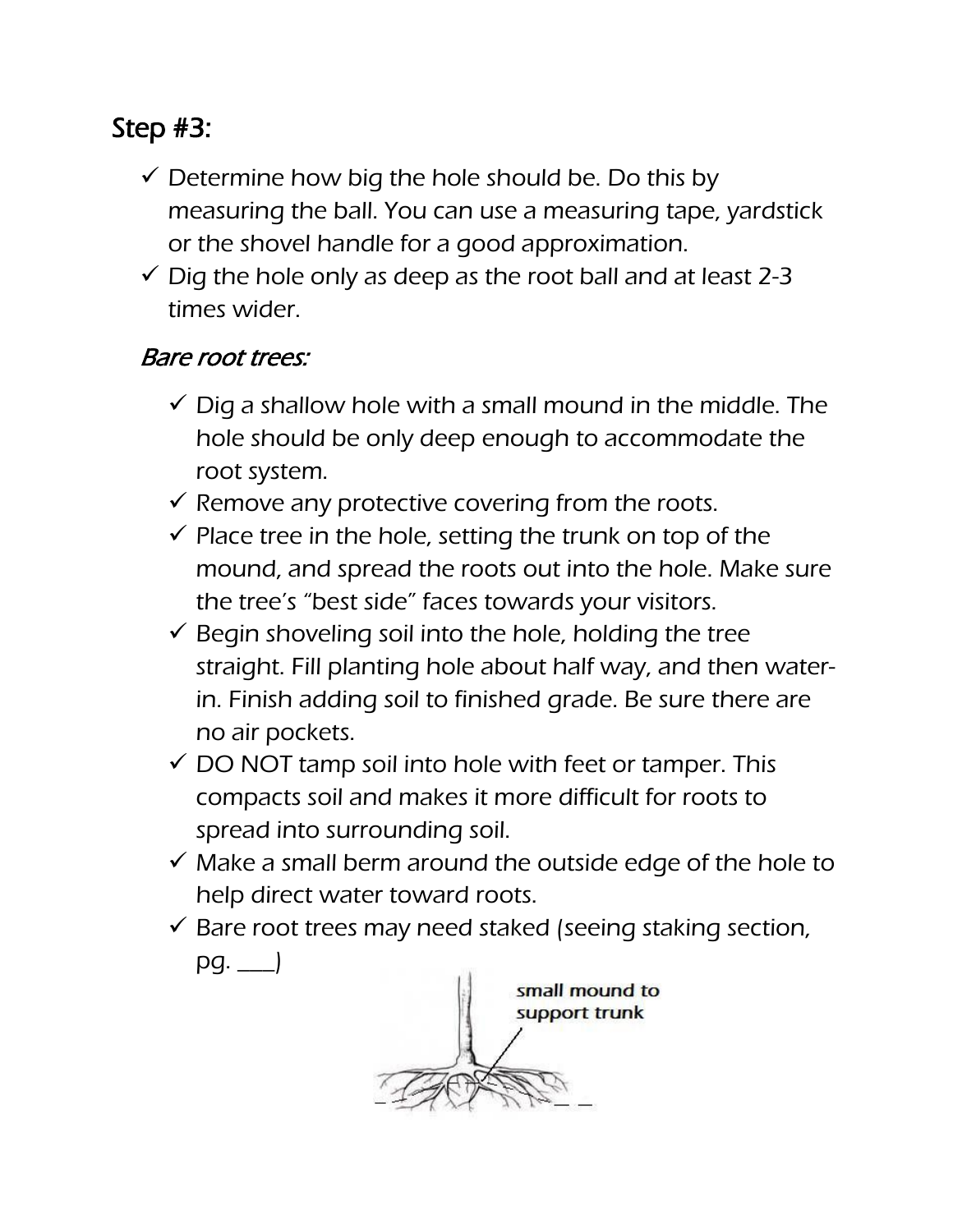## Step #3:

- ✓ Determine how big the hole should be. Do this by measuring the ball. You can use a measuring tape, yardstick or the shovel handle for a good approximation.
- ✓ Dig the hole only as deep as the root ball and at least 2-3 times wider.

### *Bare root trees:*

- ✓ Dig a shallow hole with a small mound in the middle. The hole should be only deep enough to accommodate the root system.
- ✓ Remove any protective covering from the roots.
- ✓ Place tree in the hole, setting the trunk on top of the mound, and spread the roots out into the hole. Make sure the tree's "best side" faces towards your visitors.
- ✓ Begin shoveling soil into the hole, holding the tree straight. Fill planting hole about half way, and then water-in. Finish adding soil to finished grade. Be sure there are no air pockets.
- ✓ DO NOT tamp soil into hole with feet or tamper. This compacts soil and makes it more difficult for roots to spread into surrounding soil.
- ✓ Make a small berm around the outside edge of the hole to help direct water toward roots.
- ✓ Bare root trees may need staked (seeing staking section, pg. ___)

small mound to support trunk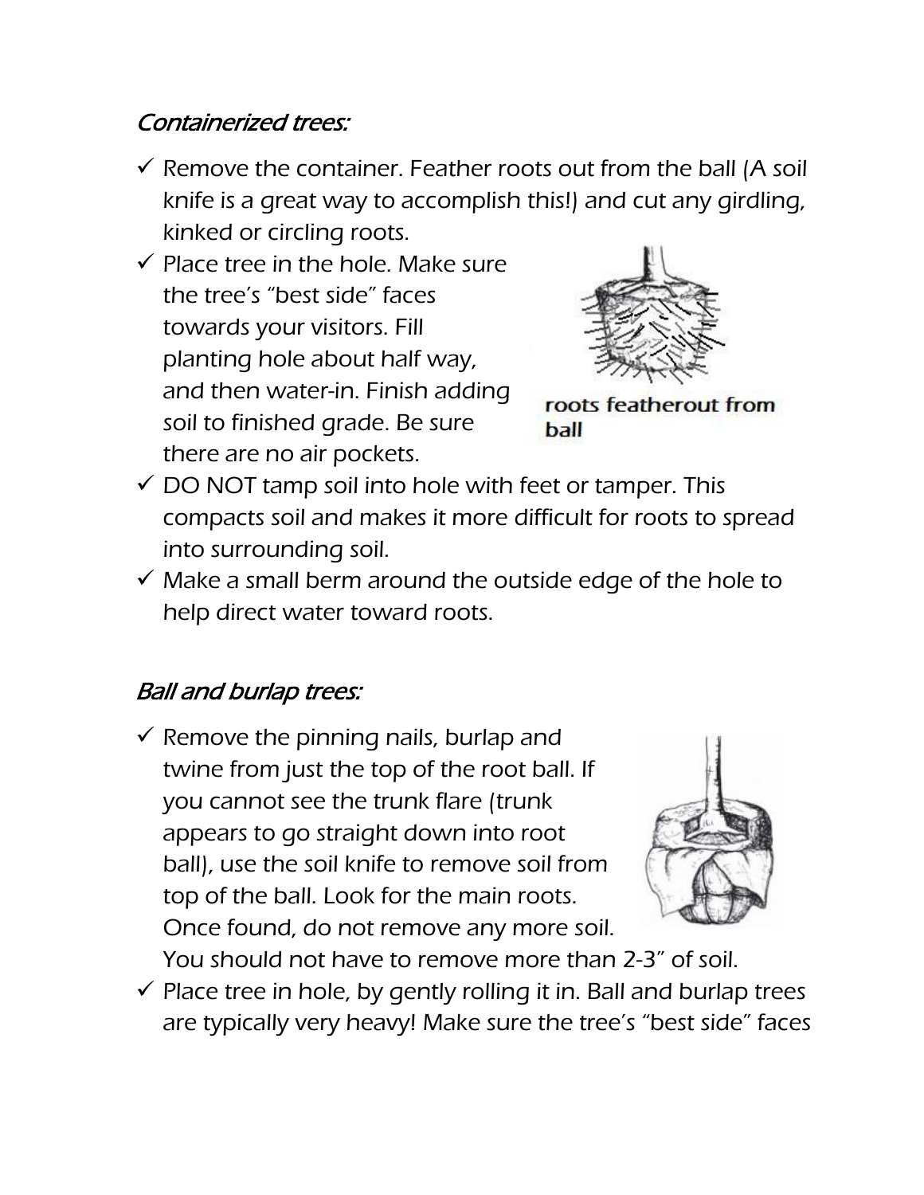### *Containerized trees:*

- ✓ Remove the container. Feather roots out from the ball (A soil knife is a great way to accomplish this!) and cut any girdling, kinked or circling roots.
- ✓ Place tree in the hole. Make sure the tree's "best side" faces towards your visitors. Fill planting hole about half way, and then water-in. Finish adding soil to finished grade. Be sure there are no air pockets.

roots featherout from ball

- ✓ DO NOT tamp soil into hole with feet or tamper. This compacts soil and makes it more difficult for roots to spread into surrounding soil.
- ✓ Make a small berm around the outside edge of the hole to help direct water toward roots.

### *Ball and burlap trees:*

- ✓ Remove the pinning nails, burlap and twine from just the top of the root ball. If you cannot see the trunk flare (trunk appears to go straight down into root ball), use the soil knife to remove soil from top of the ball. Look for the main roots. Once found, do not remove any more soil. You should not have to remove more than 2-3" of soil.
- ✓ Place tree in hole, by gently rolling it in. Ball and burlap trees are typically very heavy! Make sure the tree's "best side" faces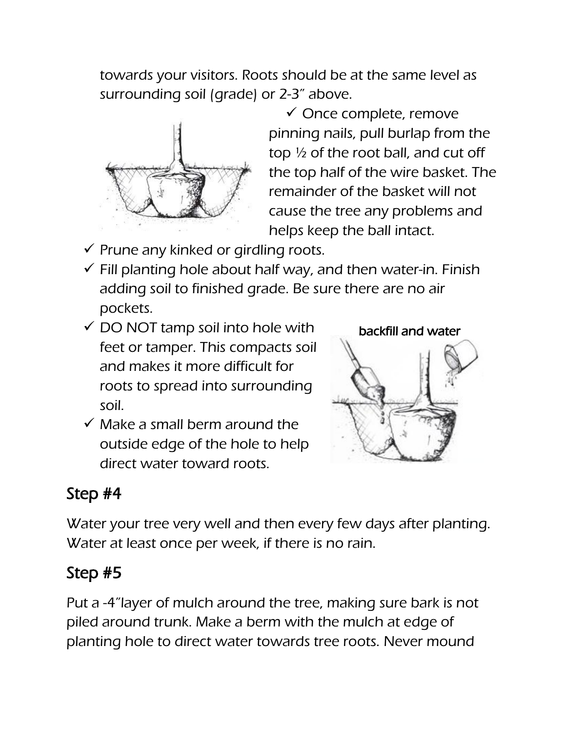towards your visitors. Roots should be at the same level as surrounding soil (grade) or 2-3" above.

- ✓ Once complete, remove pinning nails, pull burlap from the top ½ of the root ball, and cut off the top half of the wire basket. The remainder of the basket will not cause the tree any problems and helps keep the ball intact.
- ✓ Prune any kinked or girdling roots.
- ✓ Fill planting hole about half way, and then water-in. Finish adding soil to finished grade. Be sure there are no air pockets.
- ✓ DO NOT tamp soil into hole with feet or tamper. This compacts soil and makes it more difficult for roots to spread into surrounding soil.
- ✓ Make a small berm around the outside edge of the hole to help direct water toward roots.

backfill and water

## Step #4

Water your tree very well and then every few days after planting. Water at least once per week, if there is no rain.

## Step #5

Put a -4"layer of mulch around the tree, making sure bark is not piled around trunk. Make a berm with the mulch at edge of planting hole to direct water towards tree roots. Never mound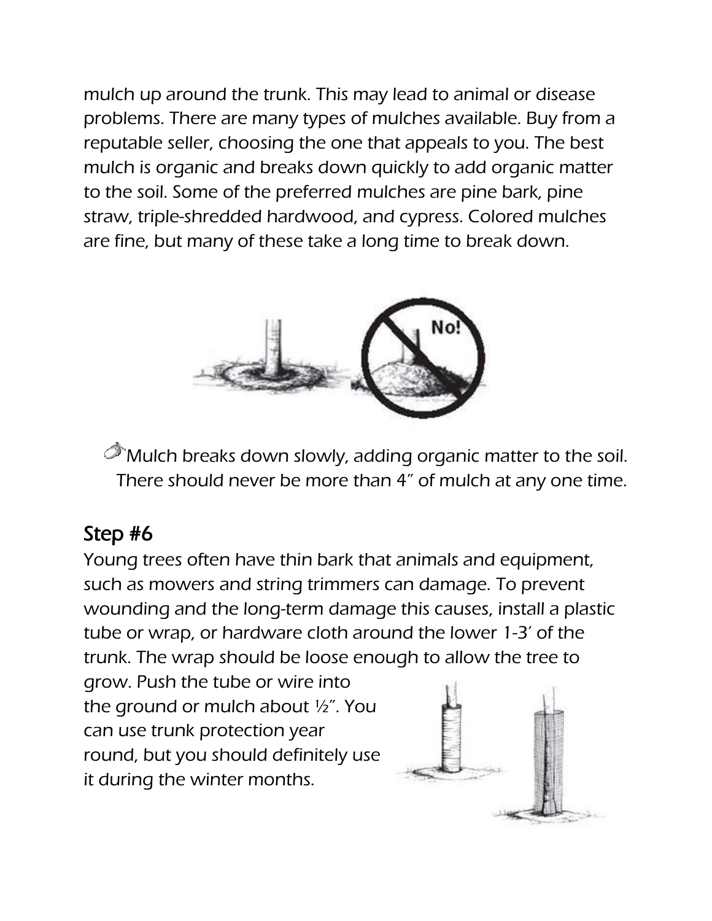mulch up around the trunk. This may lead to animal or disease problems. There are many types of mulches available. Buy from a reputable seller, choosing the one that appeals to you. The best mulch is organic and breaks down quickly to add organic matter to the soil. Some of the preferred mulches are pine bark, pine straw, triple-shredded hardwood, and cypress. Colored mulches are fine, but many of these take a long time to break down.

Mulch breaks down slowly, adding organic matter to the soil. There should never be more than 4" of mulch at any one time.

## Step #6

Young trees often have thin bark that animals and equipment, such as mowers and string trimmers can damage. To prevent wounding and the long-term damage this causes, install a plastic tube or wrap, or hardware cloth around the lower 1-3' of the trunk. The wrap should be loose enough to allow the tree to grow. Push the tube or wire into the ground or mulch about ½". You can use trunk protection year round, but you should definitely use it during the winter months.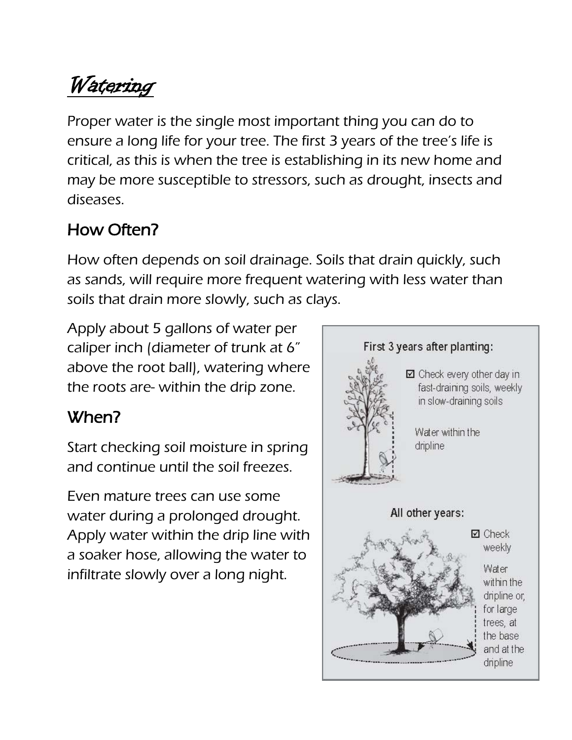# Watering

Proper water is the single most important thing you can do to ensure a long life for your tree. The first 3 years of the tree's life is critical, as this is when the tree is establishing in its new home and may be more susceptible to stressors, such as drought, insects and diseases.

## How Often?

How often depends on soil drainage. Soils that drain quickly, such as sands, will require more frequent watering with less water than soils that drain more slowly, such as clays.

Apply about 5 gallons of water per caliper inch (diameter of trunk at 6" above the root ball), watering where the roots are- within the drip zone.

## When?

Start checking soil moisture in spring and continue until the soil freezes.

Even mature trees can use some water during a prolonged drought. Apply water within the drip line with a soaker hose, allowing the water to infiltrate slowly over a long night.

First 3 years after planting:

- ☑ Check every other day in fast-draining soils, weekly in slow-draining soils

Water within the dripline

All other years:

- ☑ Check weekly

Water within the dripline or, for large trees, at the base and at the dripline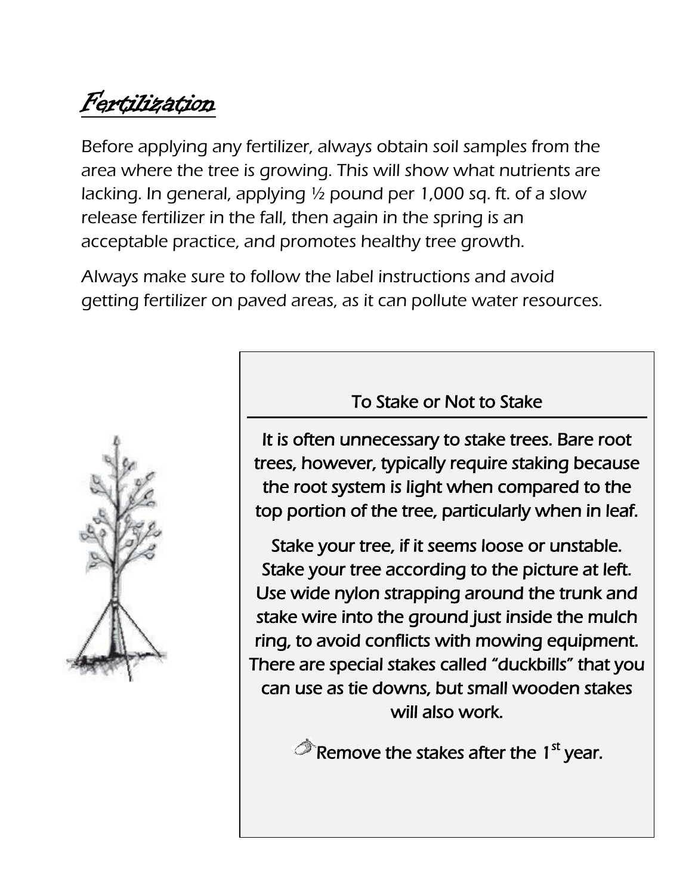## Fertilization

Before applying any fertilizer, always obtain soil samples from the area where the tree is growing. This will show what nutrients are lacking. In general, applying ½ pound per 1,000 sq. ft. of a slow release fertilizer in the fall, then again in the spring is an acceptable practice, and promotes healthy tree growth.

Always make sure to follow the label instructions and avoid getting fertilizer on paved areas, as it can pollute water resources.

### To Stake or Not to Stake

It is often unnecessary to stake trees. Bare root trees, however, typically require staking because the root system is light when compared to the top portion of the tree, particularly when in leaf.

Stake your tree, if it seems loose or unstable. Stake your tree according to the picture at left. Use wide nylon strapping around the trunk and stake wire into the ground just inside the mulch ring, to avoid conflicts with mowing equipment. There are special stakes called "duckbills" that you can use as tie downs, but small wooden stakes will also work.

Remove the stakes after the 1st year.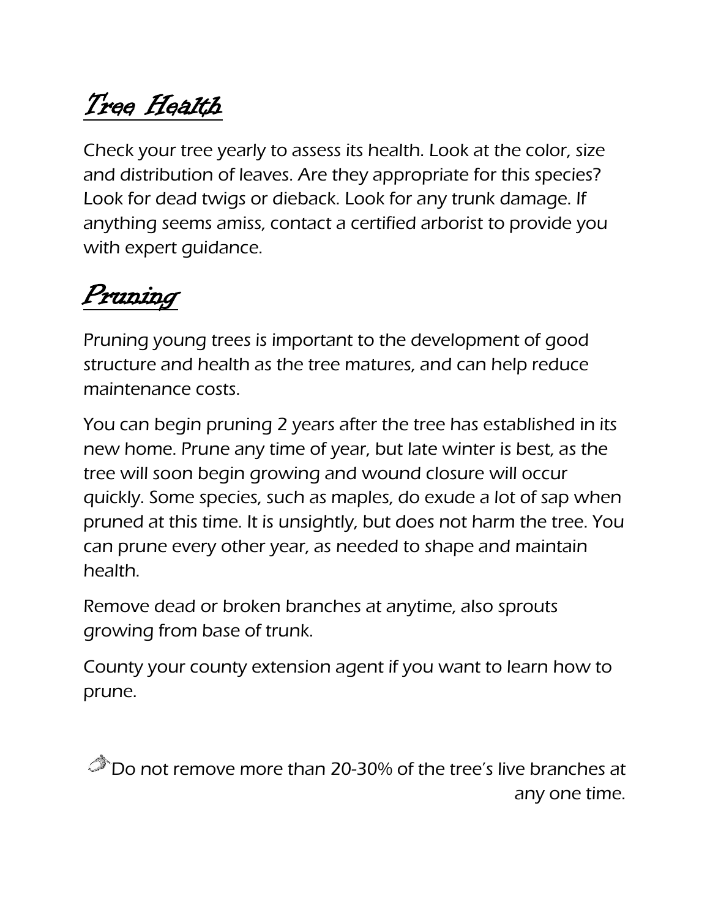## Tree Health

Check your tree yearly to assess its health. Look at the color, size and distribution of leaves. Are they appropriate for this species? Look for dead twigs or dieback. Look for any trunk damage. If anything seems amiss, contact a certified arborist to provide you with expert guidance.

## Pruning

Pruning young trees is important to the development of good structure and health as the tree matures, and can help reduce maintenance costs.

You can begin pruning 2 years after the tree has established in its new home. Prune any time of year, but late winter is best, as the tree will soon begin growing and wound closure will occur quickly. Some species, such as maples, do exude a lot of sap when pruned at this time. It is unsightly, but does not harm the tree. You can prune every other year, as needed to shape and maintain health.

Remove dead or broken branches at anytime, also sprouts growing from base of trunk.

County your county extension agent if you want to learn how to prune.

Do not remove more than 20-30% of the tree's live branches at any one time.